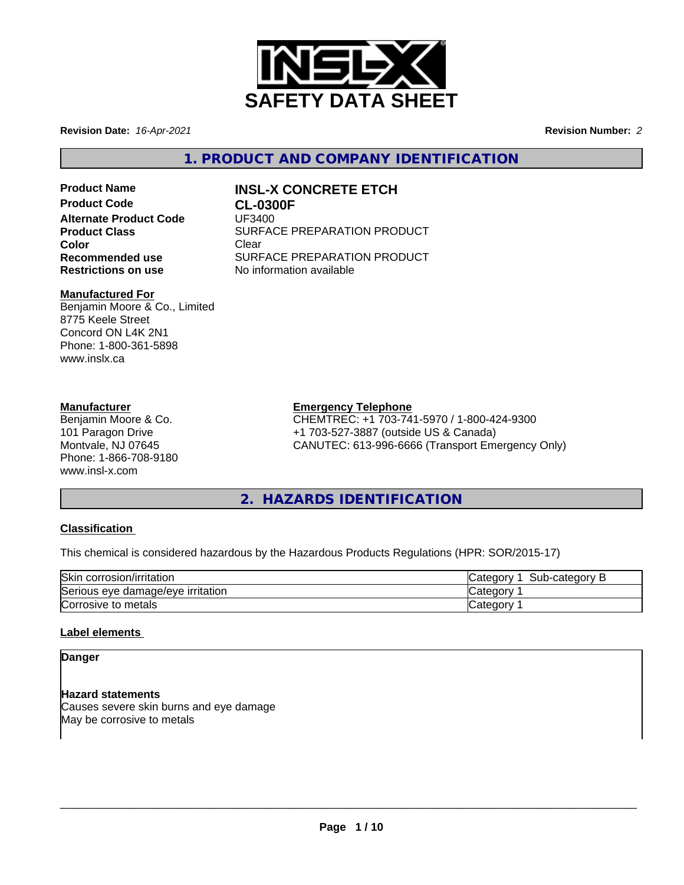# SAFETY DATA SHEET

**Revision Date:** *16-Apr-2021* **Revision Number:** *2*

## 1. PRODUCT AND COMPANY IDENTIFICATION

| | |
|---|---|
| **Product Name** | **INSL-X CONCRETE ETCH** |
| **Product Code** | **CL-0300F** |
| **Alternate Product Code** | UF3400 |
| **Product Class** | SURFACE PREPARATION PRODUCT |
| **Color** | Clear |
| **Recommended use** | SURFACE PREPARATION PRODUCT |
| **Restrictions on use** | No information available |

**Manufactured For**
Benjamin Moore & Co., Limited
8775 Keele Street
Concord ON L4K 2N1
Phone: 1-800-361-5898
www.inslx.ca

**Manufacturer**
Benjamin Moore & Co.
101 Paragon Drive
Montvale, NJ 07645
Phone: 1-866-708-9180
www.insl-x.com

**Emergency Telephone**
CHEMTREC: +1 703-741-5970 / 1-800-424-9300
+1 703-527-3887 (outside US & Canada)
CANUTEC: 613-996-6666 (Transport Emergency Only)

## 2. HAZARDS IDENTIFICATION

**Classification**

This chemical is considered hazardous by the Hazardous Products Regulations (HPR: SOR/2015-17)

| | |
|---|---|
| Skin corrosion/irritation | Category 1 Sub-category B |
| Serious eye damage/eye irritation | Category 1 |
| Corrosive to metals | Category 1 |

**Label elements**

**Danger**

**Hazard statements**
Causes severe skin burns and eye damage
May be corrosive to metals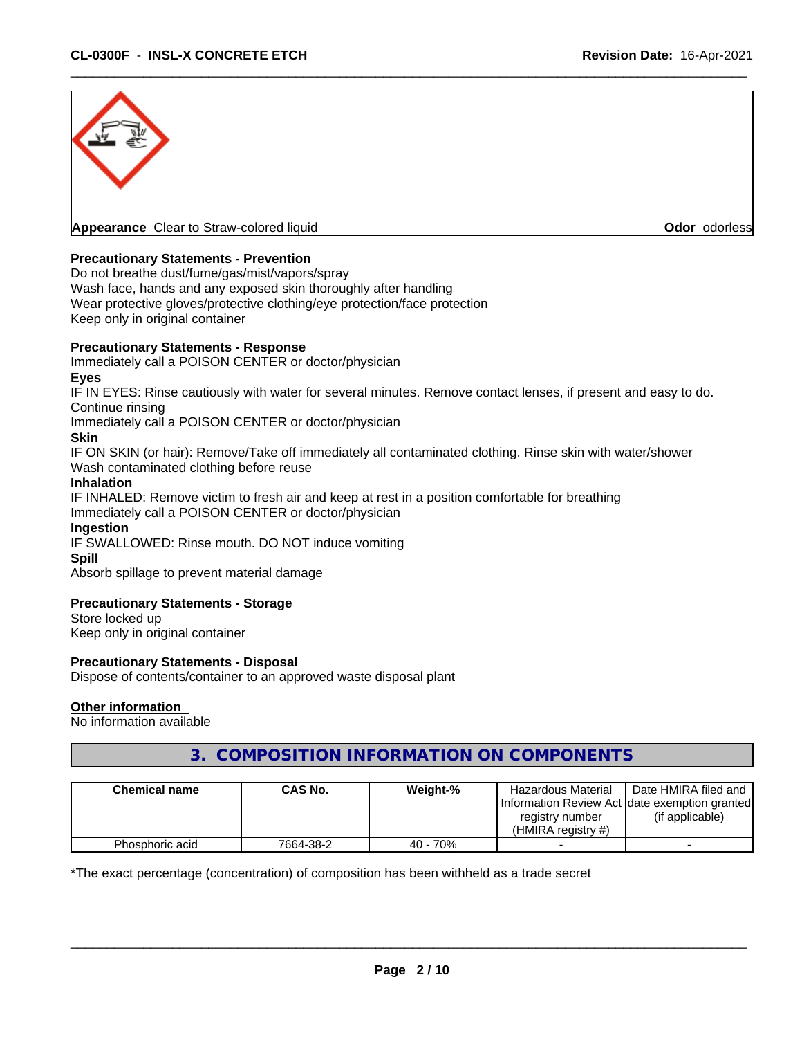**Appearance** Clear to Straw-colored liquid **Odor** odorless

**Precautionary Statements - Prevention**

Do not breathe dust/fume/gas/mist/vapors/spray
Wash face, hands and any exposed skin thoroughly after handling
Wear protective gloves/protective clothing/eye protection/face protection
Keep only in original container

**Precautionary Statements - Response**

Immediately call a POISON CENTER or doctor/physician

**Eyes**

IF IN EYES: Rinse cautiously with water for several minutes. Remove contact lenses, if present and easy to do. Continue rinsing
Immediately call a POISON CENTER or doctor/physician

**Skin**

IF ON SKIN (or hair): Remove/Take off immediately all contaminated clothing. Rinse skin with water/shower
Wash contaminated clothing before reuse

**Inhalation**

IF INHALED: Remove victim to fresh air and keep at rest in a position comfortable for breathing
Immediately call a POISON CENTER or doctor/physician

**Ingestion**

IF SWALLOWED: Rinse mouth. DO NOT induce vomiting

**Spill**

Absorb spillage to prevent material damage

**Precautionary Statements - Storage**

Store locked up
Keep only in original container

**Precautionary Statements - Disposal**

Dispose of contents/container to an approved waste disposal plant

**Other information**

No information available

## 3. COMPOSITION INFORMATION ON COMPONENTS

| Chemical name | CAS No. | Weight-% | Hazardous Material Information Review Act registry number (HMIRA registry #) | Date HMIRA filed and date exemption granted (if applicable) |
|---|---|---|---|---|
| Phosphoric acid | 7664-38-2 | 40 - 70% | - | - |

*The exact percentage (concentration) of composition has been withheld as a trade secret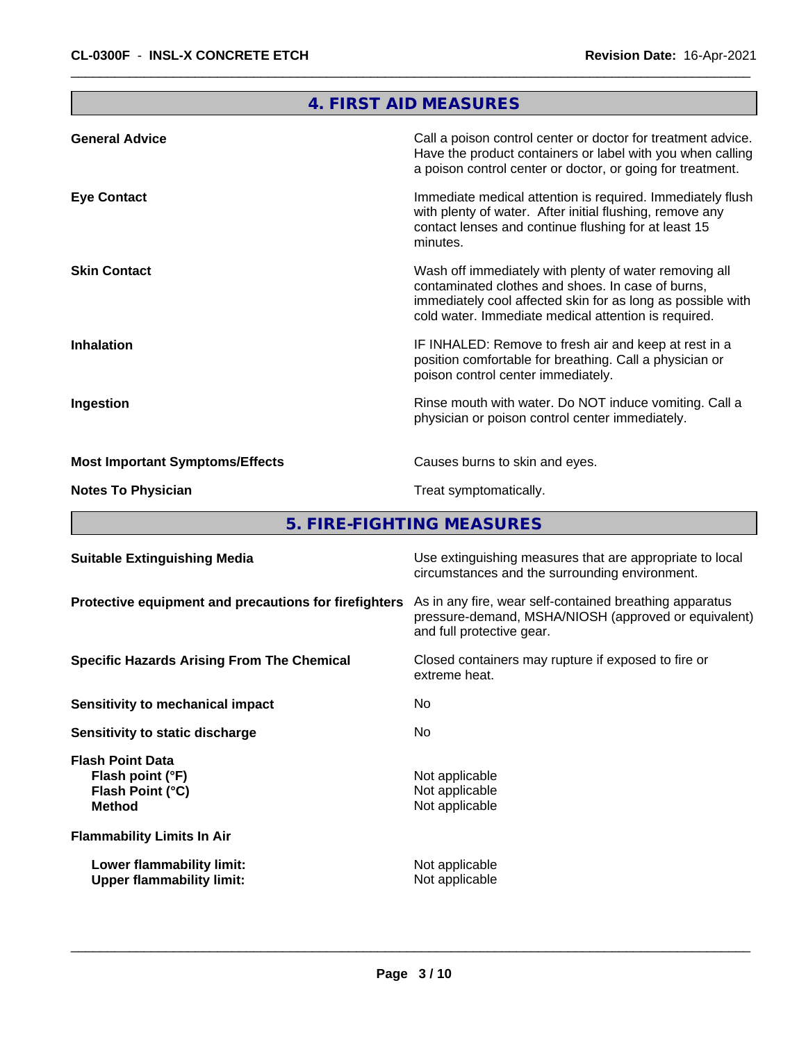## 4. FIRST AID MEASURES

| | |
|---|---|
| **General Advice** | Call a poison control center or doctor for treatment advice. Have the product containers or label with you when calling a poison control center or doctor, or going for treatment. |
| **Eye Contact** | Immediate medical attention is required. Immediately flush with plenty of water. After initial flushing, remove any contact lenses and continue flushing for at least 15 minutes. |
| **Skin Contact** | Wash off immediately with plenty of water removing all contaminated clothes and shoes. In case of burns, immediately cool affected skin for as long as possible with cold water. Immediate medical attention is required. |
| **Inhalation** | IF INHALED: Remove to fresh air and keep at rest in a position comfortable for breathing. Call a physician or poison control center immediately. |
| **Ingestion** | Rinse mouth with water. Do NOT induce vomiting. Call a physician or poison control center immediately. |
| **Most Important Symptoms/Effects** | Causes burns to skin and eyes. |
| **Notes To Physician** | Treat symptomatically. |

## 5. FIRE-FIGHTING MEASURES

| | |
|---|---|
| **Suitable Extinguishing Media** | Use extinguishing measures that are appropriate to local circumstances and the surrounding environment. |
| **Protective equipment and precautions for firefighters** | As in any fire, wear self-contained breathing apparatus pressure-demand, MSHA/NIOSH (approved or equivalent) and full protective gear. |
| **Specific Hazards Arising From The Chemical** | Closed containers may rupture if exposed to fire or extreme heat. |
| **Sensitivity to mechanical impact** | No |
| **Sensitivity to static discharge** | No |

**Flash Point Data**

| | |
|---|---|
| **Flash point (°F)** | Not applicable |
| **Flash Point (°C)** | Not applicable |
| **Method** | Not applicable |

**Flammability Limits In Air**

| | |
|---|---|
| **Lower flammability limit:** | Not applicable |
| **Upper flammability limit:** | Not applicable |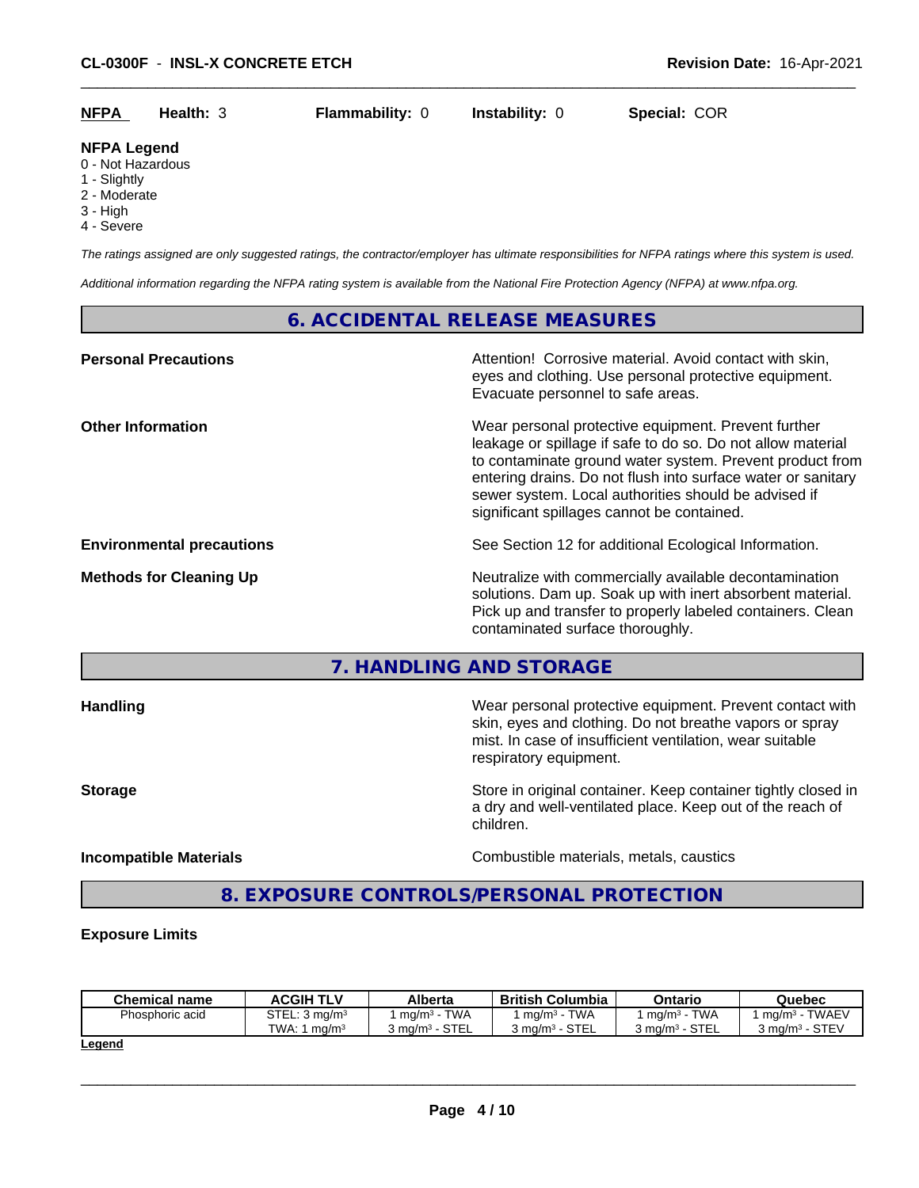**NFPA** **Health:** 3 **Flammability:** 0 **Instability:** 0 **Special:** COR

**NFPA Legend**
0 - Not Hazardous
1 - Slightly
2 - Moderate
3 - High
4 - Severe

*The ratings assigned are only suggested ratings, the contractor/employer has ultimate responsibilities for NFPA ratings where this system is used.*

*Additional information regarding the NFPA rating system is available from the National Fire Protection Agency (NFPA) at www.nfpa.org.*

## 6. ACCIDENTAL RELEASE MEASURES

**Personal Precautions**
Attention! Corrosive material. Avoid contact with skin, eyes and clothing. Use personal protective equipment. Evacuate personnel to safe areas.

**Other Information**
Wear personal protective equipment. Prevent further leakage or spillage if safe to do so. Do not allow material to contaminate ground water system. Prevent product from entering drains. Do not flush into surface water or sanitary sewer system. Local authorities should be advised if significant spillages cannot be contained.

**Environmental precautions**
See Section 12 for additional Ecological Information.

**Methods for Cleaning Up**
Neutralize with commercially available decontamination solutions. Dam up. Soak up with inert absorbent material. Pick up and transfer to properly labeled containers. Clean contaminated surface thoroughly.

## 7. HANDLING AND STORAGE

**Handling**
Wear personal protective equipment. Prevent contact with skin, eyes and clothing. Do not breathe vapors or spray mist. In case of insufficient ventilation, wear suitable respiratory equipment.

**Storage**
Store in original container. Keep container tightly closed in a dry and well-ventilated place. Keep out of the reach of children.

**Incompatible Materials**
Combustible materials, metals, caustics

## 8. EXPOSURE CONTROLS/PERSONAL PROTECTION

**Exposure Limits**

| Chemical name | ACGIH TLV | Alberta | British Columbia | Ontario | Quebec |
|---|---|---|---|---|---|
| Phosphoric acid | STEL: 3 mg/m³<br>TWA: 1 mg/m³ | 1 mg/m³ - TWA<br>3 mg/m³ - STEL | 1 mg/m³ - TWA<br>3 mg/m³ - STEL | 1 mg/m³ - TWA<br>3 mg/m³ - STEL | 1 mg/m³ - TWAEV<br>3 mg/m³ - STEV |

**Legend**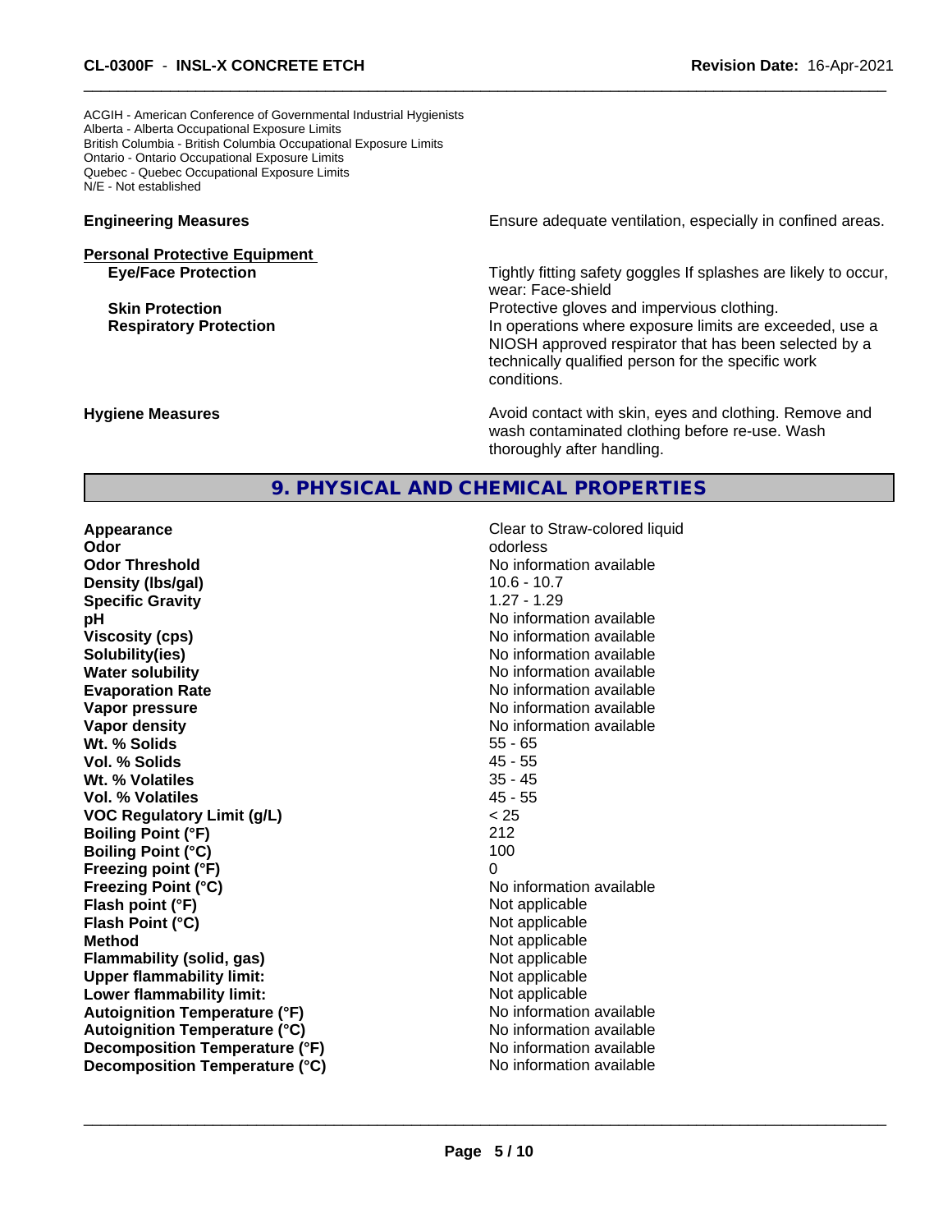ACGIH - American Conference of Governmental Industrial Hygienists
Alberta - Alberta Occupational Exposure Limits
British Columbia - British Columbia Occupational Exposure Limits
Ontario - Ontario Occupational Exposure Limits
Quebec - Quebec Occupational Exposure Limits
N/E - Not established

**Engineering Measures** Ensure adequate ventilation, especially in confined areas.

**Personal Protective Equipment**

- **Eye/Face Protection** Tightly fitting safety goggles If splashes are likely to occur, wear: Face-shield
- **Skin Protection** Protective gloves and impervious clothing.
- **Respiratory Protection** In operations where exposure limits are exceeded, use a NIOSH approved respirator that has been selected by a technically qualified person for the specific work conditions.

**Hygiene Measures** Avoid contact with skin, eyes and clothing. Remove and wash contaminated clothing before re-use. Wash thoroughly after handling.

## 9. PHYSICAL AND CHEMICAL PROPERTIES

| Property | Value |
|---|---|
| **Appearance** | Clear to Straw-colored liquid |
| **Odor** | odorless |
| **Odor Threshold** | No information available |
| **Density (lbs/gal)** | 10.6 - 10.7 |
| **Specific Gravity** | 1.27 - 1.29 |
| **pH** | No information available |
| **Viscosity (cps)** | No information available |
| **Solubility(ies)** | No information available |
| **Water solubility** | No information available |
| **Evaporation Rate** | No information available |
| **Vapor pressure** | No information available |
| **Vapor density** | No information available |
| **Wt. % Solids** | 55 - 65 |
| **Vol. % Solids** | 45 - 55 |
| **Wt. % Volatiles** | 35 - 45 |
| **Vol. % Volatiles** | 45 - 55 |
| **VOC Regulatory Limit (g/L)** | < 25 |
| **Boiling Point (°F)** | 212 |
| **Boiling Point (°C)** | 100 |
| **Freezing point (°F)** | 0 |
| **Freezing Point (°C)** | No information available |
| **Flash point (°F)** | Not applicable |
| **Flash Point (°C)** | Not applicable |
| **Method** | Not applicable |
| **Flammability (solid, gas)** | Not applicable |
| **Upper flammability limit:** | Not applicable |
| **Lower flammability limit:** | Not applicable |
| **Autoignition Temperature (°F)** | No information available |
| **Autoignition Temperature (°C)** | No information available |
| **Decomposition Temperature (°F)** | No information available |
| **Decomposition Temperature (°C)** | No information available |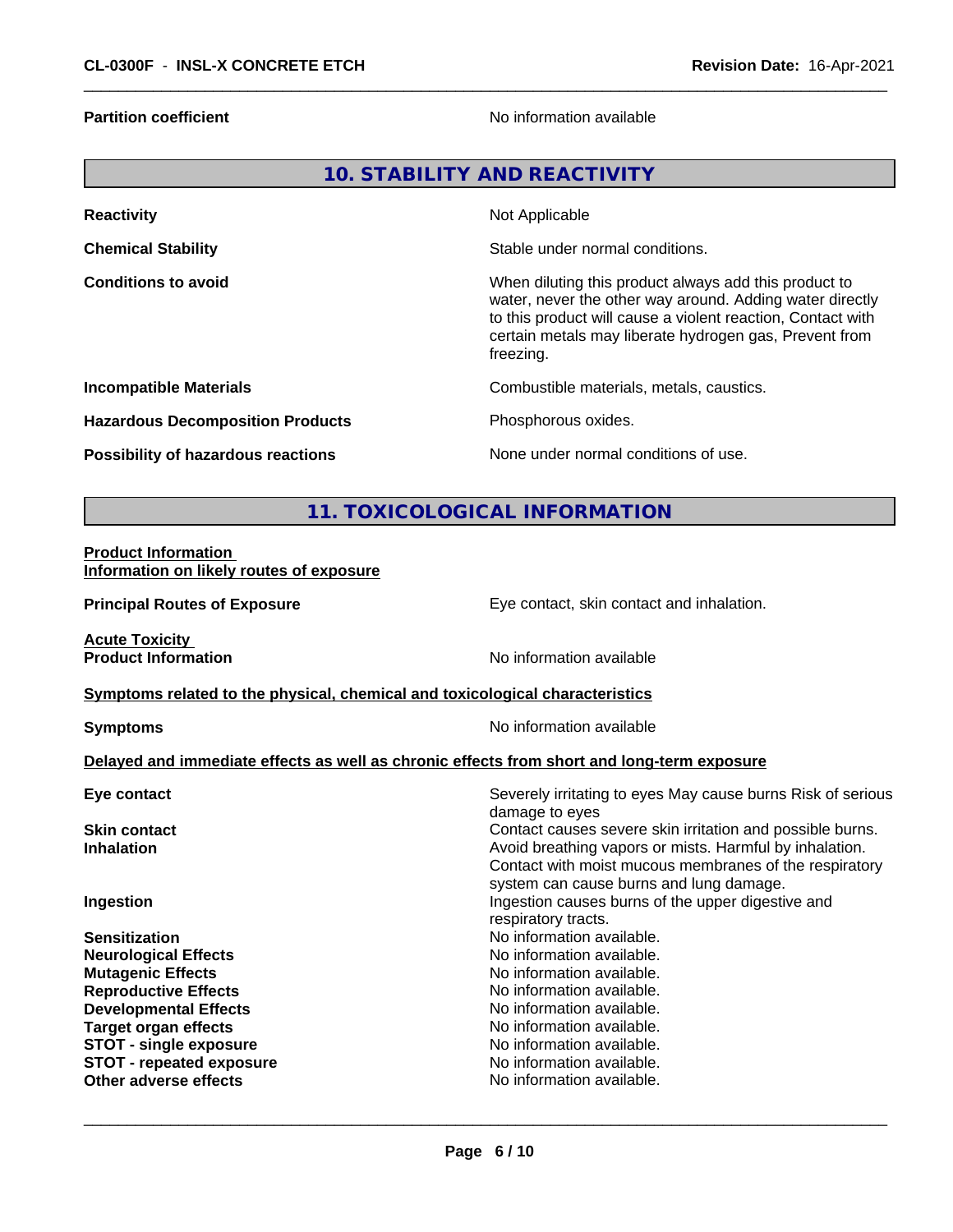**Partition coefficient** No information available

## 10. STABILITY AND REACTIVITY

| | |
|---|---|
| **Reactivity** | Not Applicable |
| **Chemical Stability** | Stable under normal conditions. |
| **Conditions to avoid** | When diluting this product always add this product to water, never the other way around. Adding water directly to this product will cause a violent reaction, Contact with certain metals may liberate hydrogen gas, Prevent from freezing. |
| **Incompatible Materials** | Combustible materials, metals, caustics. |
| **Hazardous Decomposition Products** | Phosphorous oxides. |
| **Possibility of hazardous reactions** | None under normal conditions of use. |

## 11. TOXICOLOGICAL INFORMATION

**Product Information**

**Information on likely routes of exposure**

**Principal Routes of Exposure** Eye contact, skin contact and inhalation.

**Acute Toxicity**

**Product Information** No information available

**Symptoms related to the physical, chemical and toxicological characteristics**

**Symptoms** No information available

**Delayed and immediate effects as well as chronic effects from short and long-term exposure**

| | |
|---|---|
| **Eye contact** | Severely irritating to eyes May cause burns Risk of serious damage to eyes |
| **Skin contact** | Contact causes severe skin irritation and possible burns. |
| **Inhalation** | Avoid breathing vapors or mists. Harmful by inhalation. Contact with moist mucous membranes of the respiratory system can cause burns and lung damage. |
| **Ingestion** | Ingestion causes burns of the upper digestive and respiratory tracts. |
| **Sensitization** | No information available. |
| **Neurological Effects** | No information available. |
| **Mutagenic Effects** | No information available. |
| **Reproductive Effects** | No information available. |
| **Developmental Effects** | No information available. |
| **Target organ effects** | No information available. |
| **STOT - single exposure** | No information available. |
| **STOT - repeated exposure** | No information available. |
| **Other adverse effects** | No information available. |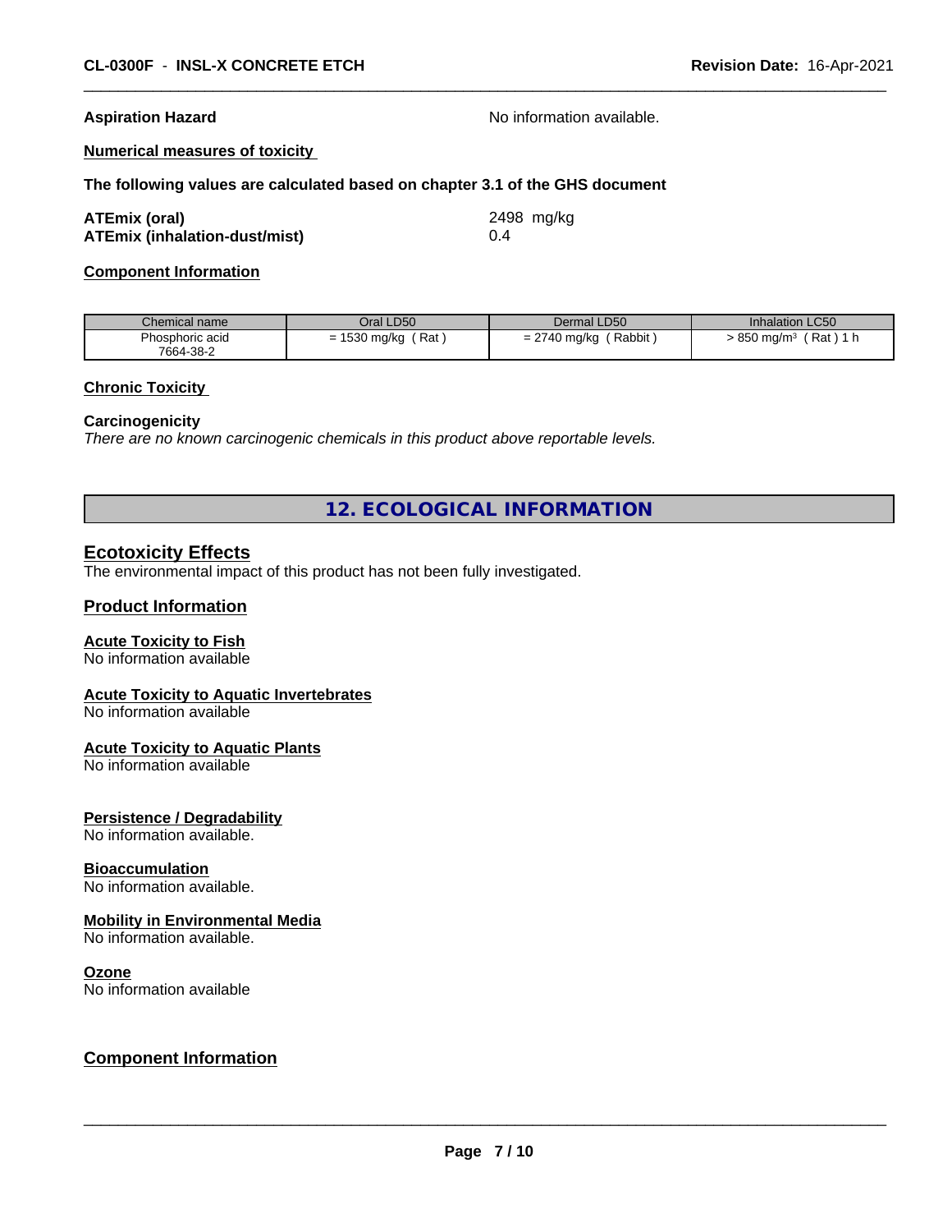**Aspiration Hazard** No information available.

**Numerical measures of toxicity**

**The following values are calculated based on chapter 3.1 of the GHS document**

**ATEmix (oral)** 2498 mg/kg
**ATEmix (inhalation-dust/mist)** 0.4

**Component Information**

| Chemical name | Oral LD50 | Dermal LD50 | Inhalation LC50 |
|---|---|---|---|
| Phosphoric acid 7664-38-2 | = 1530 mg/kg ( Rat ) | = 2740 mg/kg ( Rabbit ) | > 850 mg/m³ ( Rat ) 1 h |

**Chronic Toxicity**

**Carcinogenicity**
*There are no known carcinogenic chemicals in this product above reportable levels.*

## 12. ECOLOGICAL INFORMATION

### Ecotoxicity Effects
The environmental impact of this product has not been fully investigated.

### Product Information

**Acute Toxicity to Fish**
No information available

**Acute Toxicity to Aquatic Invertebrates**
No information available

**Acute Toxicity to Aquatic Plants**
No information available

**Persistence / Degradability**
No information available.

**Bioaccumulation**
No information available.

**Mobility in Environmental Media**
No information available.

**Ozone**
No information available

### Component Information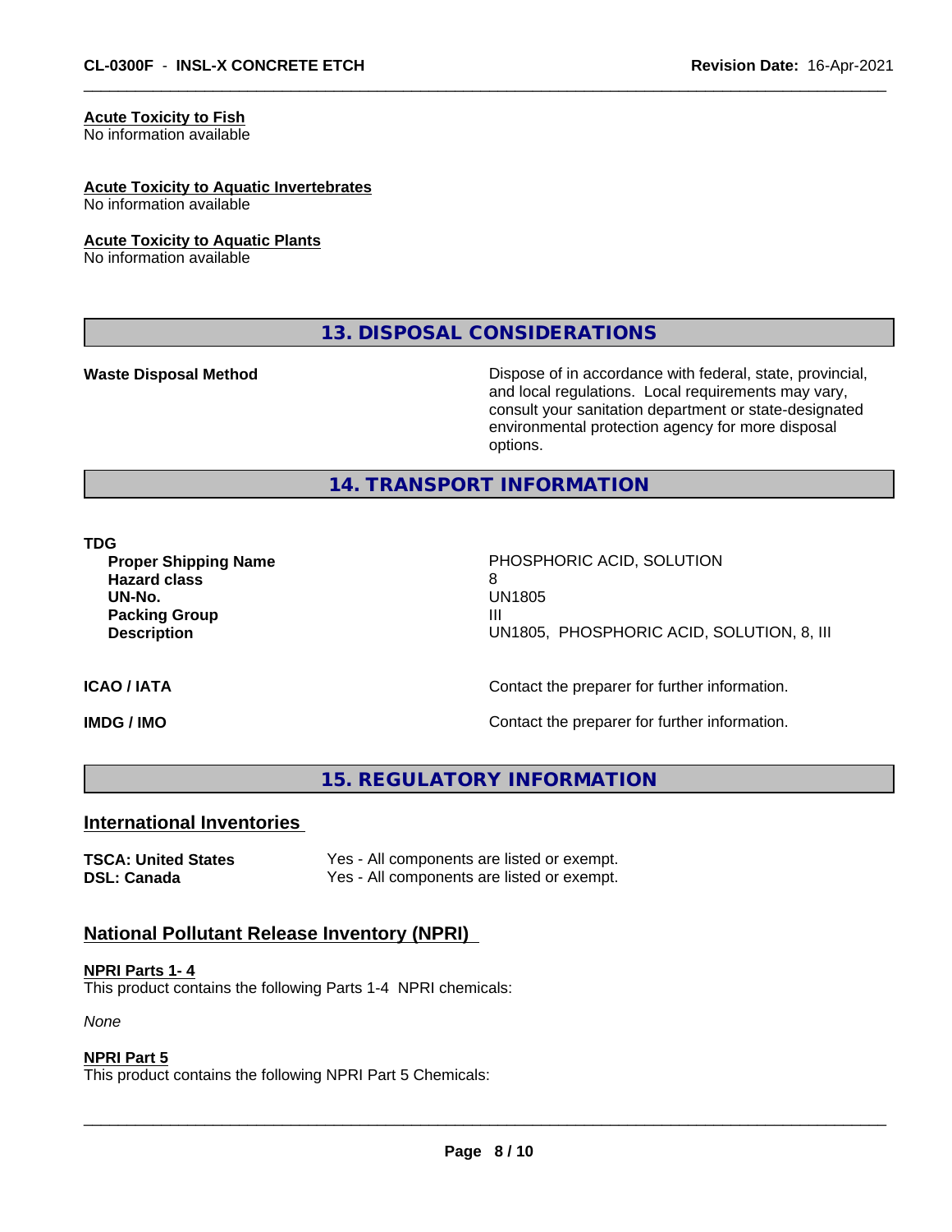**Acute Toxicity to Fish**
No information available

**Acute Toxicity to Aquatic Invertebrates**
No information available

**Acute Toxicity to Aquatic Plants**
No information available

## 13. DISPOSAL CONSIDERATIONS

| | |
|---|---|
| **Waste Disposal Method** | Dispose of in accordance with federal, state, provincial, and local regulations. Local requirements may vary, consult your sanitation department or state-designated environmental protection agency for more disposal options. |

## 14. TRANSPORT INFORMATION

**TDG**

| | |
|---|---|
| **Proper Shipping Name** | PHOSPHORIC ACID, SOLUTION |
| **Hazard class** | 8 |
| **UN-No.** | UN1805 |
| **Packing Group** | III |
| **Description** | UN1805, PHOSPHORIC ACID, SOLUTION, 8, III |

| | |
|---|---|
| **ICAO / IATA** | Contact the preparer for further information. |
| **IMDG / IMO** | Contact the preparer for further information. |

## 15. REGULATORY INFORMATION

### International Inventories

| | |
|---|---|
| **TSCA: United States** | Yes - All components are listed or exempt. |
| **DSL: Canada** | Yes - All components are listed or exempt. |

### National Pollutant Release Inventory (NPRI)

**NPRI Parts 1- 4**
This product contains the following Parts 1-4 NPRI chemicals:

*None*

**NPRI Part 5**
This product contains the following NPRI Part 5 Chemicals: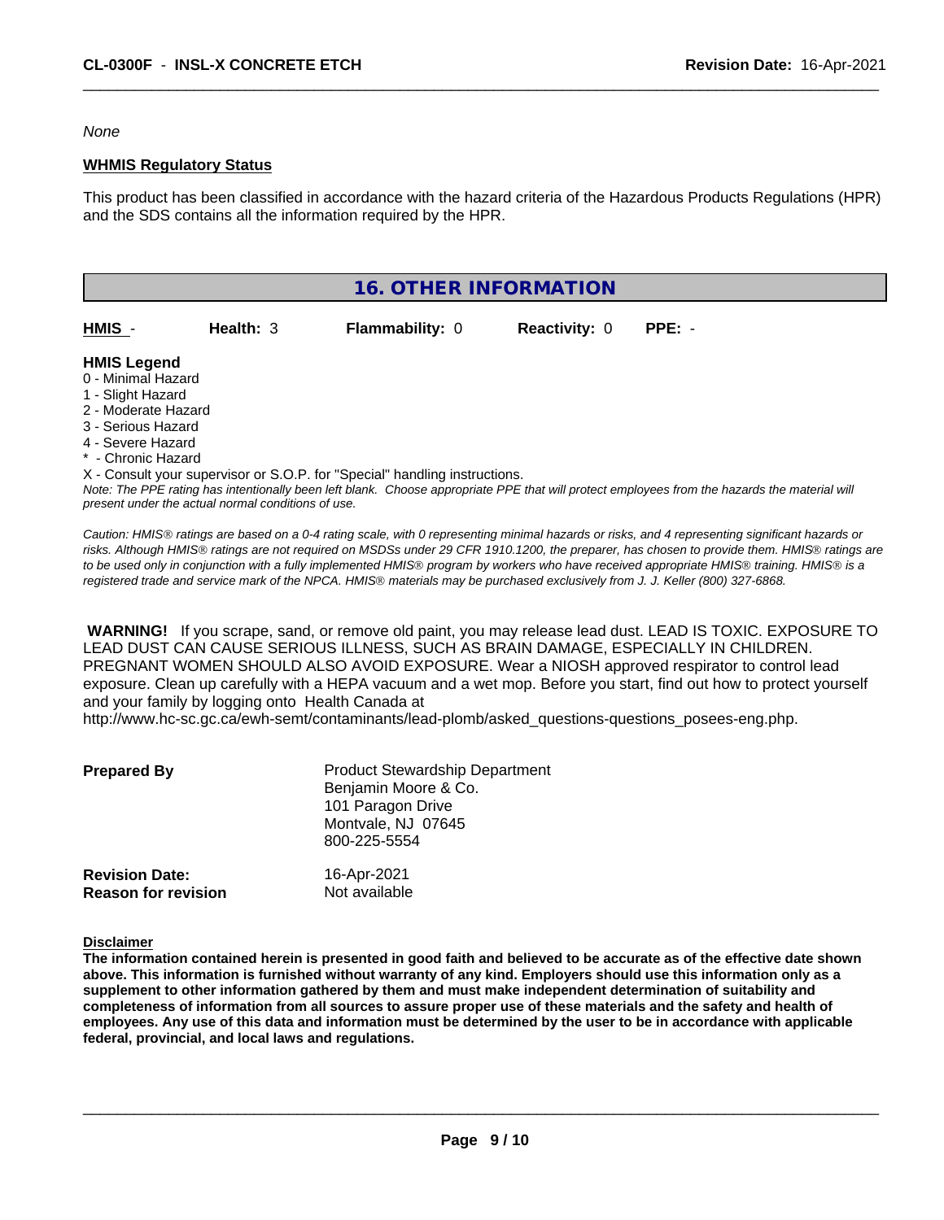*None*

**WHMIS Regulatory Status**

This product has been classified in accordance with the hazard criteria of the Hazardous Products Regulations (HPR) and the SDS contains all the information required by the HPR.

## 16. OTHER INFORMATION

| **HMIS** - | **Health:** 3 | **Flammability:** 0 | **Reactivity:** 0 | **PPE:** - |
|---|---|---|---|---|

**HMIS Legend**

0 - Minimal Hazard
1 - Slight Hazard
2 - Moderate Hazard
3 - Serious Hazard
4 - Severe Hazard
* - Chronic Hazard
X - Consult your supervisor or S.O.P. for "Special" handling instructions.

*Note: The PPE rating has intentionally been left blank. Choose appropriate PPE that will protect employees from the hazards the material will present under the actual normal conditions of use.*

*Caution: HMIS® ratings are based on a 0-4 rating scale, with 0 representing minimal hazards or risks, and 4 representing significant hazards or risks. Although HMIS® ratings are not required on MSDSs under 29 CFR 1910.1200, the preparer, has chosen to provide them. HMIS® ratings are to be used only in conjunction with a fully implemented HMIS® program by workers who have received appropriate HMIS® training. HMIS® is a registered trade and service mark of the NPCA. HMIS® materials may be purchased exclusively from J. J. Keller (800) 327-6868.*

**WARNING!** If you scrape, sand, or remove old paint, you may release lead dust. LEAD IS TOXIC. EXPOSURE TO LEAD DUST CAN CAUSE SERIOUS ILLNESS, SUCH AS BRAIN DAMAGE, ESPECIALLY IN CHILDREN. PREGNANT WOMEN SHOULD ALSO AVOID EXPOSURE. Wear a NIOSH approved respirator to control lead exposure. Clean up carefully with a HEPA vacuum and a wet mop. Before you start, find out how to protect yourself and your family by logging onto Health Canada at http://www.hc-sc.gc.ca/ewh-semt/contaminants/lead-plomb/asked_questions-questions_posees-eng.php.

**Prepared By**
Product Stewardship Department
Benjamin Moore & Co.
101 Paragon Drive
Montvale, NJ 07645
800-225-5554

**Revision Date:** 16-Apr-2021
**Reason for revision** Not available

**Disclaimer**

**The information contained herein is presented in good faith and believed to be accurate as of the effective date shown above. This information is furnished without warranty of any kind. Employers should use this information only as a supplement to other information gathered by them and must make independent determination of suitability and completeness of information from all sources to assure proper use of these materials and the safety and health of employees. Any use of this data and information must be determined by the user to be in accordance with applicable federal, provincial, and local laws and regulations.**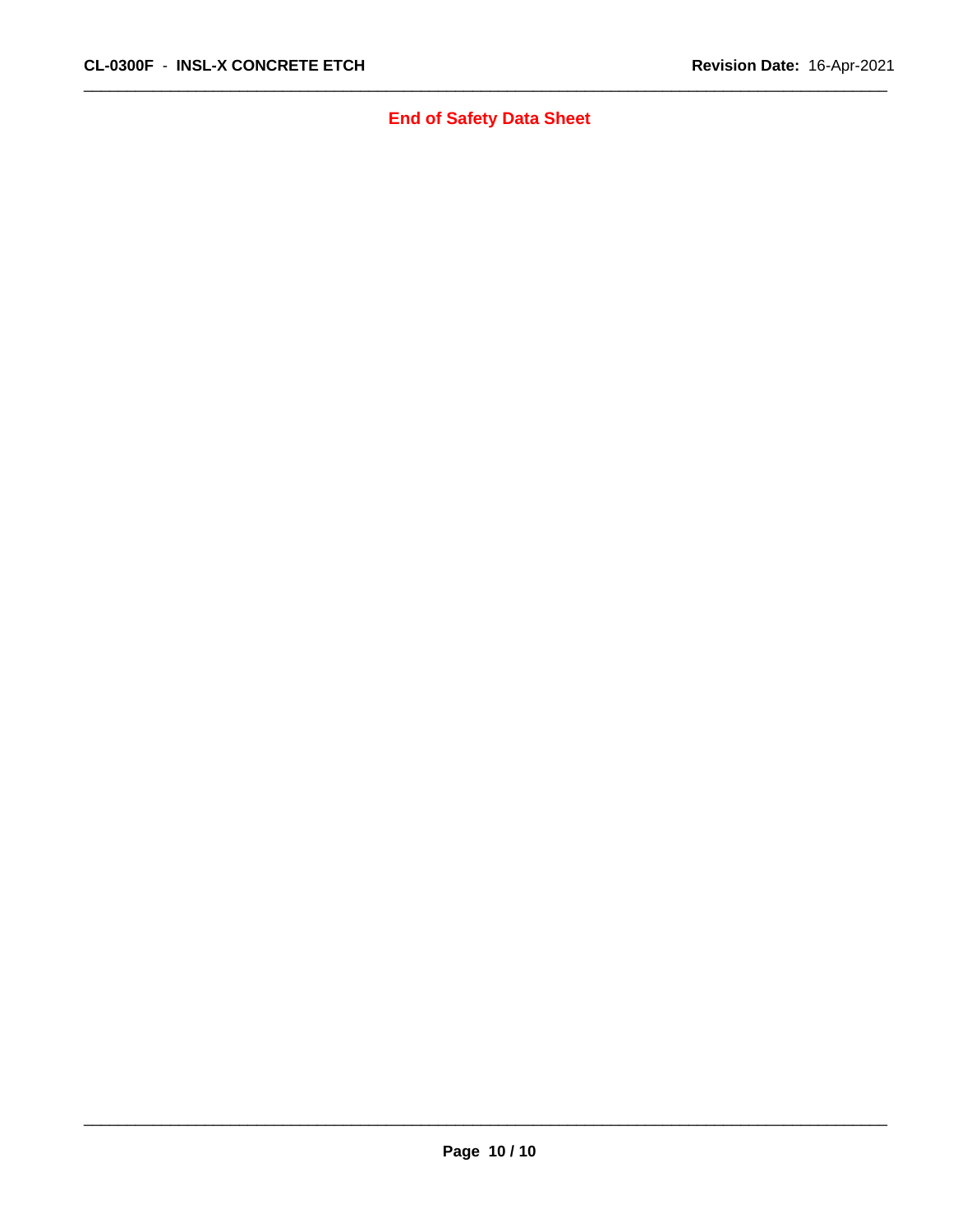**End of Safety Data Sheet**